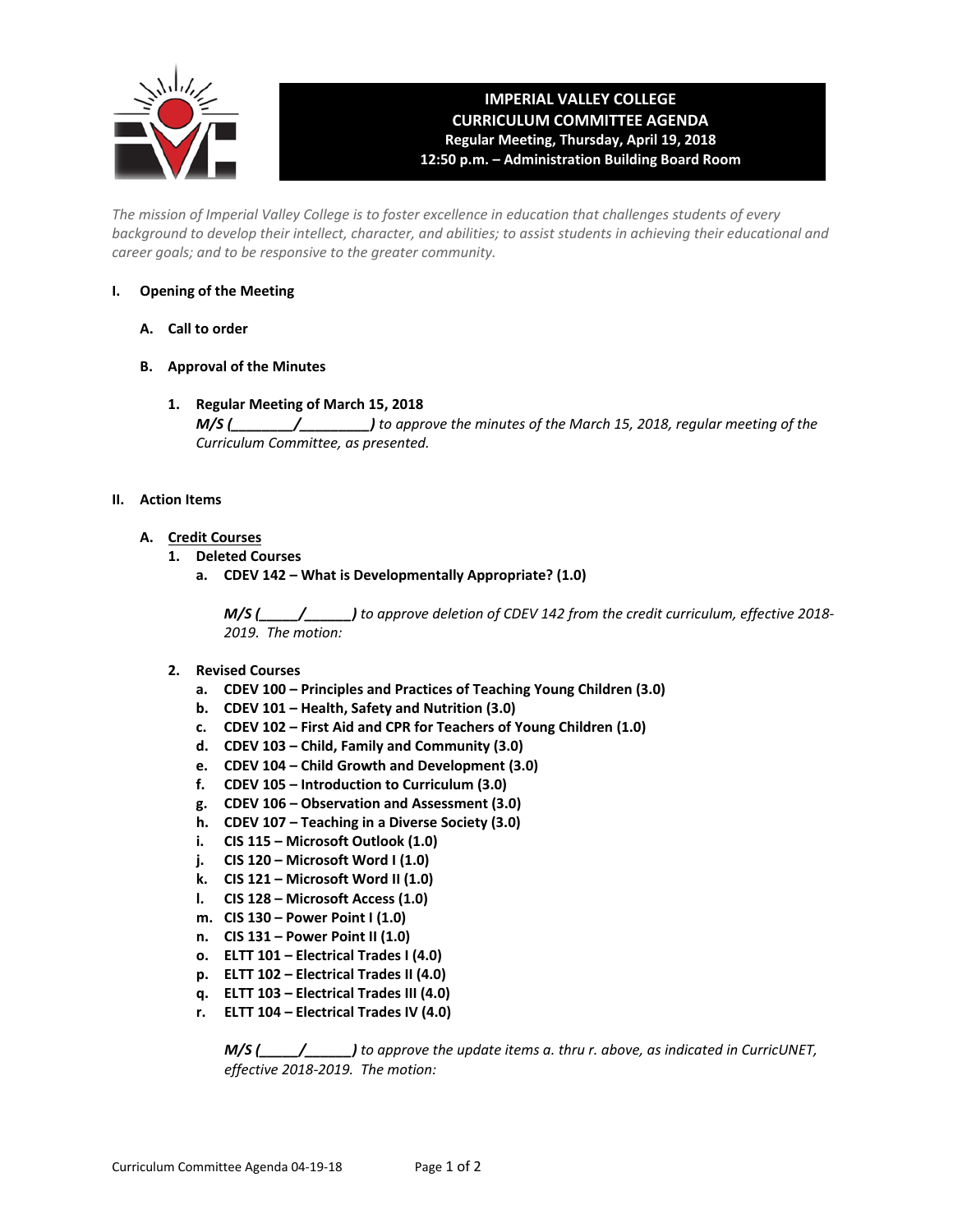# IMPERIAL VALLEY COLLEGE
## CURRICULUM COMMITTEE AGENDA
**Regular Meeting, Thursday, April 19, 2018**
**12:50 p.m. – Administration Building Board Room**

*The mission of Imperial Valley College is to foster excellence in education that challenges students of every background to develop their intellect, character, and abilities; to assist students in achieving their educational and career goals; and to be responsive to the greater community.*

**I. Opening of the Meeting**

**A. Call to order**

**B. Approval of the Minutes**

**1. Regular Meeting of March 15, 2018**
***M/S (________/_________)*** *to approve the minutes of the March 15, 2018, regular meeting of the Curriculum Committee, as presented.*

**II. Action Items**

**A. Credit Courses**

**1. Deleted Courses**

**a. CDEV 142 – What is Developmentally Appropriate? (1.0)**

***M/S (_____/______)*** *to approve deletion of CDEV 142 from the credit curriculum, effective 2018-2019. The motion:*

**2. Revised Courses**

**a. CDEV 100 – Principles and Practices of Teaching Young Children (3.0)**
**b. CDEV 101 – Health, Safety and Nutrition (3.0)**
**c. CDEV 102 – First Aid and CPR for Teachers of Young Children (1.0)**
**d. CDEV 103 – Child, Family and Community (3.0)**
**e. CDEV 104 – Child Growth and Development (3.0)**
**f. CDEV 105 – Introduction to Curriculum (3.0)**
**g. CDEV 106 – Observation and Assessment (3.0)**
**h. CDEV 107 – Teaching in a Diverse Society (3.0)**
**i. CIS 115 – Microsoft Outlook (1.0)**
**j. CIS 120 – Microsoft Word I (1.0)**
**k. CIS 121 – Microsoft Word II (1.0)**
**l. CIS 128 – Microsoft Access (1.0)**
**m. CIS 130 – Power Point I (1.0)**
**n. CIS 131 – Power Point II (1.0)**
**o. ELTT 101 – Electrical Trades I (4.0)**
**p. ELTT 102 – Electrical Trades II (4.0)**
**q. ELTT 103 – Electrical Trades III (4.0)**
**r. ELTT 104 – Electrical Trades IV (4.0)**

***M/S (_____/______)*** *to approve the update items a. thru r. above, as indicated in CurricUNET, effective 2018-2019. The motion:*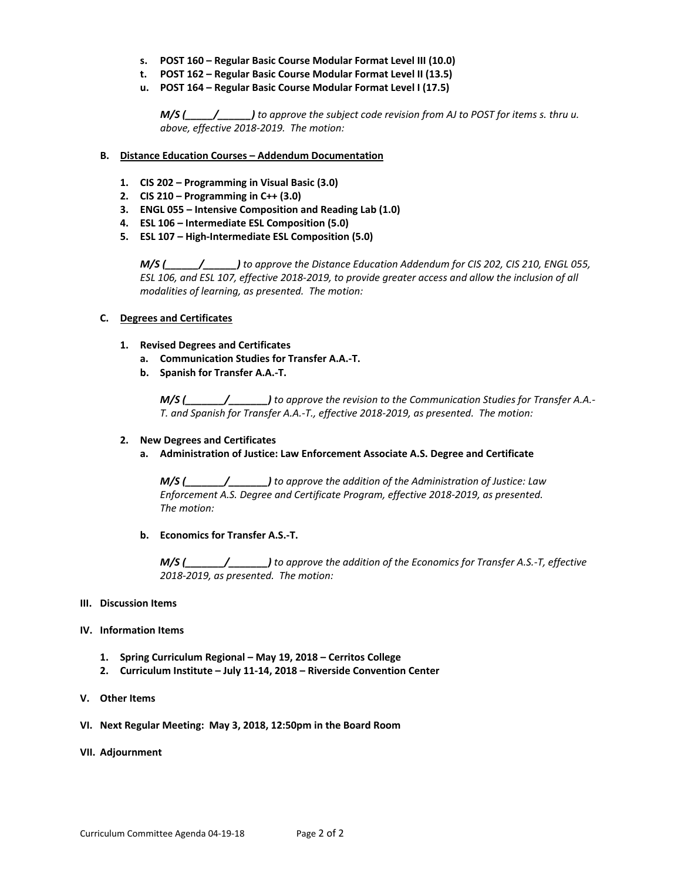s. **POST 160 – Regular Basic Course Modular Format Level III (10.0)**
t. **POST 162 – Regular Basic Course Modular Format Level II (13.5)**
u. **POST 164 – Regular Basic Course Modular Format Level I (17.5)**

***M/S (_____/______)*** *to approve the subject code revision from AJ to POST for items s. thru u. above, effective 2018-2019. The motion:*

**B. Distance Education Courses – Addendum Documentation**

1. **CIS 202 – Programming in Visual Basic (3.0)**
2. **CIS 210 – Programming in C++ (3.0)**
3. **ENGL 055 – Intensive Composition and Reading Lab (1.0)**
4. **ESL 106 – Intermediate ESL Composition (5.0)**
5. **ESL 107 – High-Intermediate ESL Composition (5.0)**

***M/S (______/______)*** *to approve the Distance Education Addendum for CIS 202, CIS 210, ENGL 055, ESL 106, and ESL 107, effective 2018-2019, to provide greater access and allow the inclusion of all modalities of learning, as presented. The motion:*

**C. Degrees and Certificates**

1. **Revised Degrees and Certificates**
   a. **Communication Studies for Transfer A.A.-T.**
   b. **Spanish for Transfer A.A.-T.**

   ***M/S (_______/_______)*** *to approve the revision to the Communication Studies for Transfer A.A.-T. and Spanish for Transfer A.A.-T., effective 2018-2019, as presented. The motion:*

2. **New Degrees and Certificates**
   a. **Administration of Justice: Law Enforcement Associate A.S. Degree and Certificate**

   ***M/S (_______/_______)*** *to approve the addition of the Administration of Justice: Law Enforcement A.S. Degree and Certificate Program, effective 2018-2019, as presented. The motion:*

   b. **Economics for Transfer A.S.-T.**

   ***M/S (_______/_______)*** *to approve the addition of the Economics for Transfer A.S.-T, effective 2018-2019, as presented. The motion:*

**III. Discussion Items**

**IV. Information Items**

1. **Spring Curriculum Regional – May 19, 2018 – Cerritos College**
2. **Curriculum Institute – July 11-14, 2018 – Riverside Convention Center**

**V. Other Items**

**VI. Next Regular Meeting: May 3, 2018, 12:50pm in the Board Room**

**VII. Adjournment**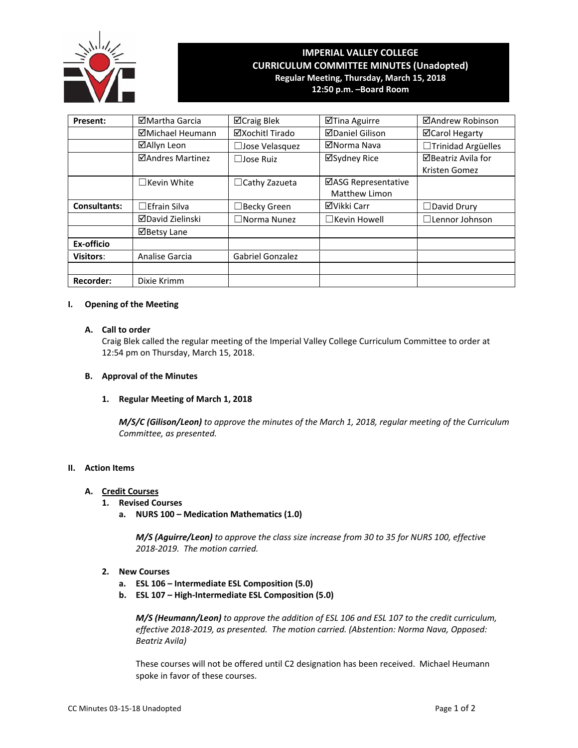# IMPERIAL VALLEY COLLEGE
## CURRICULUM COMMITTEE MINUTES (Unadopted)
**Regular Meeting, Thursday, March 15, 2018**
**12:50 p.m. –Board Room**

| | | | | |
|---|---|---|---|---|
| **Present:** | ☑Martha Garcia | ☑Craig Blek | ☑Tina Aguirre | ☑Andrew Robinson |
| | ☑Michael Heumann | ☑Xochitl Tirado | ☑Daniel Gilison | ☑Carol Hegarty |
| | ☑Allyn Leon | ☐Jose Velasquez | ☑Norma Nava | ☐Trinidad Argüelles |
| | ☑Andres Martinez | ☐Jose Ruiz | ☑Sydney Rice | ☑Beatriz Avila for Kristen Gomez |
| | ☐Kevin White | ☐Cathy Zazueta | ☑ASG Representative Matthew Limon | |
| **Consultants:** | ☐Efrain Silva | ☐Becky Green | ☑Vikki Carr | ☐David Drury |
| | ☑David Zielinski | ☐Norma Nunez | ☐Kevin Howell | ☐Lennor Johnson |
| | ☑Betsy Lane | | | |
| **Ex-officio** | | | | |
| **Visitors**: | Analise Garcia | Gabriel Gonzalez | | |
| | | | | |
| **Recorder:** | Dixie Krimm | | | |

**I. Opening of the Meeting**

**A. Call to order**

Craig Blek called the regular meeting of the Imperial Valley College Curriculum Committee to order at 12:54 pm on Thursday, March 15, 2018.

**B. Approval of the Minutes**

**1. Regular Meeting of March 1, 2018**

***M/S/C (Gilison/Leon)*** *to approve the minutes of the March 1, 2018, regular meeting of the Curriculum Committee, as presented.*

**II. Action Items**

**A. Credit Courses**

**1. Revised Courses**

**a. NURS 100 – Medication Mathematics (1.0)**

***M/S (Aguirre/Leon)*** *to approve the class size increase from 30 to 35 for NURS 100, effective 2018-2019. The motion carried.*

**2. New Courses**

**a. ESL 106 – Intermediate ESL Composition (5.0)**

**b. ESL 107 – High-Intermediate ESL Composition (5.0)**

***M/S (Heumann/Leon)*** *to approve the addition of ESL 106 and ESL 107 to the credit curriculum, effective 2018-2019, as presented. The motion carried. (Abstention: Norma Nava, Opposed: Beatriz Avila)*

These courses will not be offered until C2 designation has been received. Michael Heumann spoke in favor of these courses.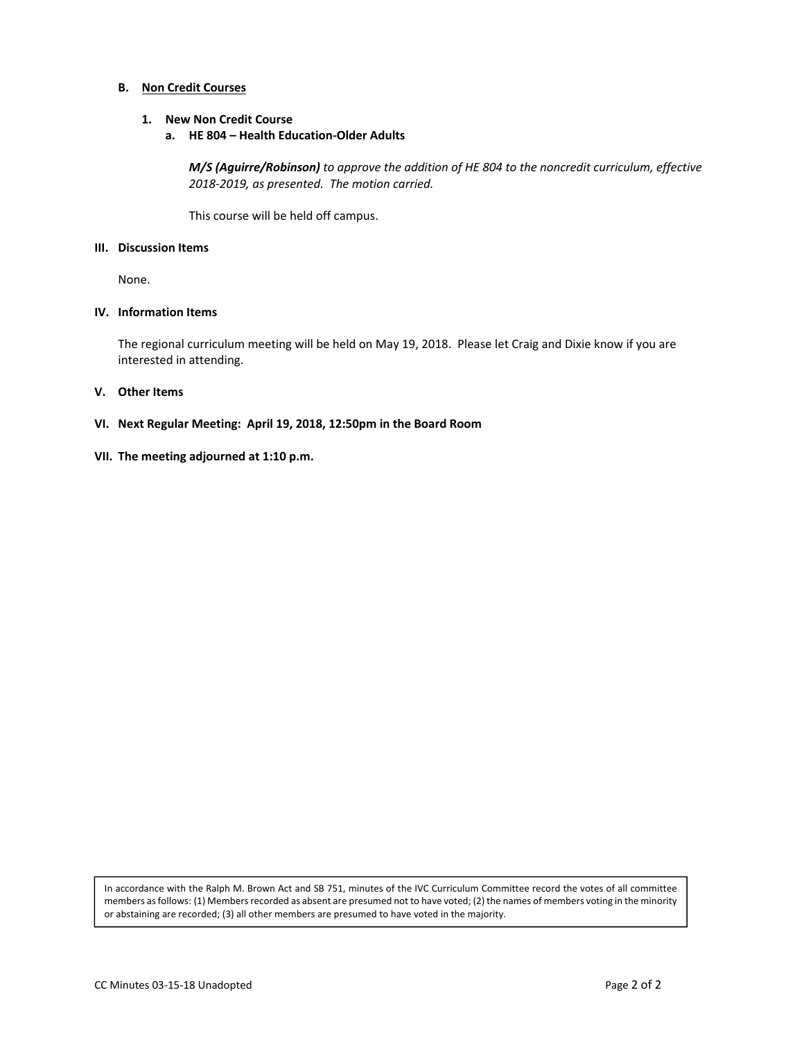### B. <u>Non Credit Courses</u>

1. **New Non Credit Course**
   a. **HE 804 – Health Education-Older Adults**

      ***M/S (Aguirre/Robinson)*** *to approve the addition of HE 804 to the noncredit curriculum, effective 2018-2019, as presented. The motion carried.*

      This course will be held off campus.

## III. Discussion Items

None.

## IV. Information Items

The regional curriculum meeting will be held on May 19, 2018. Please let Craig and Dixie know if you are interested in attending.

## V. Other Items

## VI. Next Regular Meeting: April 19, 2018, 12:50pm in the Board Room

## VII. The meeting adjourned at 1:10 p.m.

In accordance with the Ralph M. Brown Act and SB 751, minutes of the IVC Curriculum Committee record the votes of all committee members as follows: (1) Members recorded as absent are presumed not to have voted; (2) the names of members voting in the minority or abstaining are recorded; (3) all other members are presumed to have voted in the majority.

CC Minutes 03-15-18 Unadopted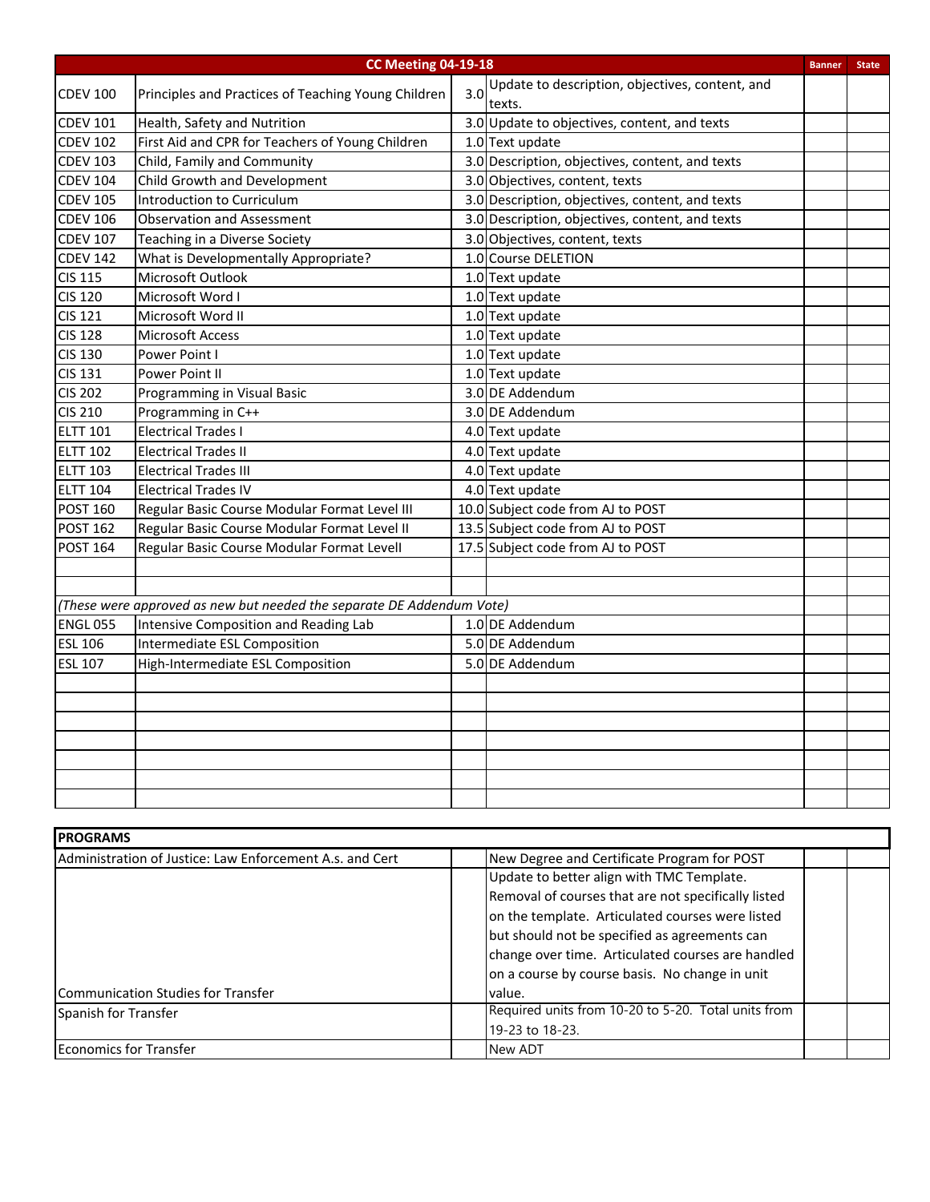| CC Meeting 04-19-18 | | | | Banner | State |
|---|---|---|---|---|---|
| CDEV 100 | Principles and Practices of Teaching Young Children | 3.0 | Update to description, objectives, content, and texts. | | |
| CDEV 101 | Health, Safety and Nutrition | 3.0 | Update to objectives, content, and texts | | |
| CDEV 102 | First Aid and CPR for Teachers of Young Children | 1.0 | Text update | | |
| CDEV 103 | Child, Family and Community | 3.0 | Description, objectives, content, and texts | | |
| CDEV 104 | Child Growth and Development | 3.0 | Objectives, content, texts | | |
| CDEV 105 | Introduction to Curriculum | 3.0 | Description, objectives, content, and texts | | |
| CDEV 106 | Observation and Assessment | 3.0 | Description, objectives, content, and texts | | |
| CDEV 107 | Teaching in a Diverse Society | 3.0 | Objectives, content, texts | | |
| CDEV 142 | What is Developmentally Appropriate? | 1.0 | Course DELETION | | |
| CIS 115 | Microsoft Outlook | 1.0 | Text update | | |
| CIS 120 | Microsoft Word I | 1.0 | Text update | | |
| CIS 121 | Microsoft Word II | 1.0 | Text update | | |
| CIS 128 | Microsoft Access | 1.0 | Text update | | |
| CIS 130 | Power Point I | 1.0 | Text update | | |
| CIS 131 | Power Point II | 1.0 | Text update | | |
| CIS 202 | Programming in Visual Basic | 3.0 | DE Addendum | | |
| CIS 210 | Programming in C++ | 3.0 | DE Addendum | | |
| ELTT 101 | Electrical Trades I | 4.0 | Text update | | |
| ELTT 102 | Electrical Trades II | 4.0 | Text update | | |
| ELTT 103 | Electrical Trades III | 4.0 | Text update | | |
| ELTT 104 | Electrical Trades IV | 4.0 | Text update | | |
| POST 160 | Regular Basic Course Modular Format Level III | 10.0 | Subject code from AJ to POST | | |
| POST 162 | Regular Basic Course Modular Format Level II | 13.5 | Subject code from AJ to POST | | |
| POST 164 | Regular Basic Course Modular Format LevelI | 17.5 | Subject code from AJ to POST | | |
| | | | | | |
| | | | | | |
| *(These were approved as new but needed the separate DE Addendum Vote)* | | | | | |
| ENGL 055 | Intensive Composition and Reading Lab | 1.0 | DE Addendum | | |
| ESL 106 | Intermediate ESL Composition | 5.0 | DE Addendum | | |
| ESL 107 | High-Intermediate ESL Composition | 5.0 | DE Addendum | | |

| PROGRAMS | | | | |
|---|---|---|---|---|
| Administration of Justice: Law Enforcement A.s. and Cert | | New Degree and Certificate Program for POST | | |
| Communication Studies for Transfer | | Update to better align with TMC Template. Removal of courses that are not specifically listed on the template. Articulated courses were listed but should not be specified as agreements can change over time. Articulated courses are handled on a course by course basis. No change in unit value. | | |
| Spanish for Transfer | | Required units from 10-20 to 5-20. Total units from 19-23 to 18-23. | | |
| Economics for Transfer | | New ADT | | |